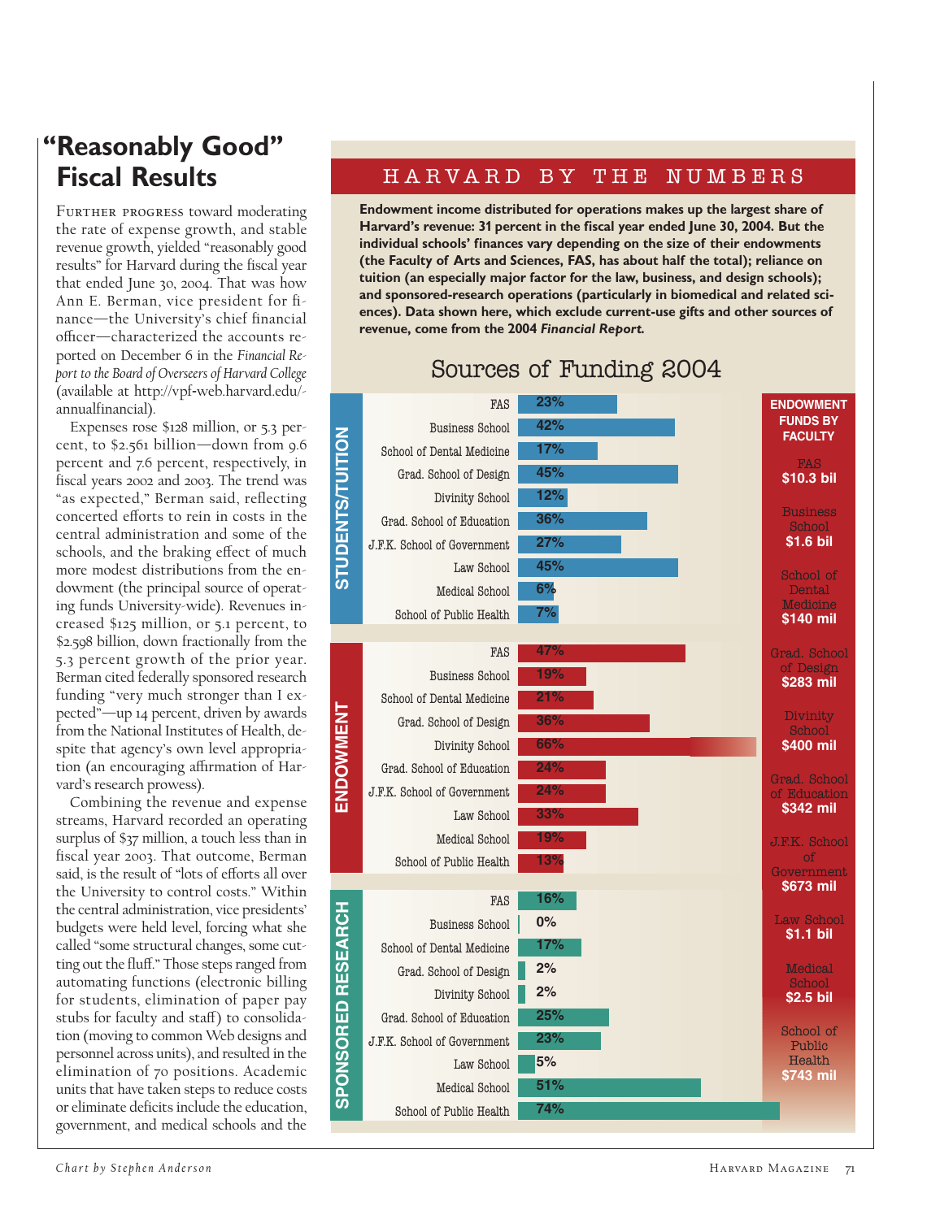# "Reasonably Good" Fiscal Results

Further progress toward moderating the rate of expense growth, and stable revenue growth, yielded "reasonably good results" for Harvard during the fiscal year that ended June 30, 2004. That was how Ann E. Berman, vice president for finance—the University's chief financial officer—characterized the accounts reported on December 6 in the *Financial Report to the Board of Overseers of Harvard College* (available at http://vpf-web.harvard.edu/annualfinancial).

Expenses rose $128 million, or 5.3 percent, to $2.561 billion—down from 9.6 percent and 7.6 percent, respectively, in fiscal years 2002 and 2003. The trend was "as expected," Berman said, reflecting concerted efforts to rein in costs in the central administration and some of the schools, and the braking effect of much more modest distributions from the endowment (the principal source of operating funds University-wide). Revenues increased $125 million, or 5.1 percent, to $2.598 billion, down fractionally from the 5.3 percent growth of the prior year. Berman cited federally sponsored research funding "very much stronger than I expected"—up 14 percent, driven by awards from the National Institutes of Health, despite that agency's own level appropriation (an encouraging affirmation of Harvard's research prowess).

Combining the revenue and expense streams, Harvard recorded an operating surplus of $37 million, a touch less than in fiscal year 2003. That outcome, Berman said, is the result of "lots of efforts all over the University to control costs." Within the central administration, vice presidents' budgets were held level, forcing what she called "some structural changes, some cutting out the fluff." Those steps ranged from automating functions (electronic billing for students, elimination of paper pay stubs for faculty and staff) to consolidation (moving to common Web designs and personnel across units), and resulted in the elimination of 70 positions. Academic units that have taken steps to reduce costs or eliminate deficits include the education, government, and medical schools and the

## HARVARD BY THE NUMBERS

**Endowment income distributed for operations makes up the largest share of Harvard's revenue: 31 percent in the fiscal year ended June 30, 2004. But the individual schools' finances vary depending on the size of their endowments (the Faculty of Arts and Sciences, FAS, has about half the total); reliance on tuition (an especially major factor for the law, business, and design schools); and sponsored-research operations (particularly in biomedical and related sciences). Data shown here, which exclude current-use gifts and other sources of revenue, come from the 2004 *Financial Report*.**

### Sources of Funding 2004

| School | Students/Tuition | Endowment | Sponsored Research | Endowment Funds by Faculty |
|---|---|---|---|---|
| FAS | 23% | 47% | 16% | $10.3 bil |
| Business School | 42% | 19% | 0% | $1.6 bil |
| School of Dental Medicine | 17% | 21% | 17% | $140 mil |
| Grad. School of Design | 45% | 36% | 2% | $283 mil |
| Divinity School | 12% | 66% | 2% | $400 mil |
| Grad. School of Education | 36% | 24% | 25% | $342 mil |
| J.F.K. School of Government | 27% | 24% | 23% | $673 mil |
| Law School | 45% | 33% | 5% | $1.1 bil |
| Medical School | 6% | 19% | 51% | $2.5 bil |
| School of Public Health | 7% | 13% | 74% | $743 mil |

Chart by Stephen Anderson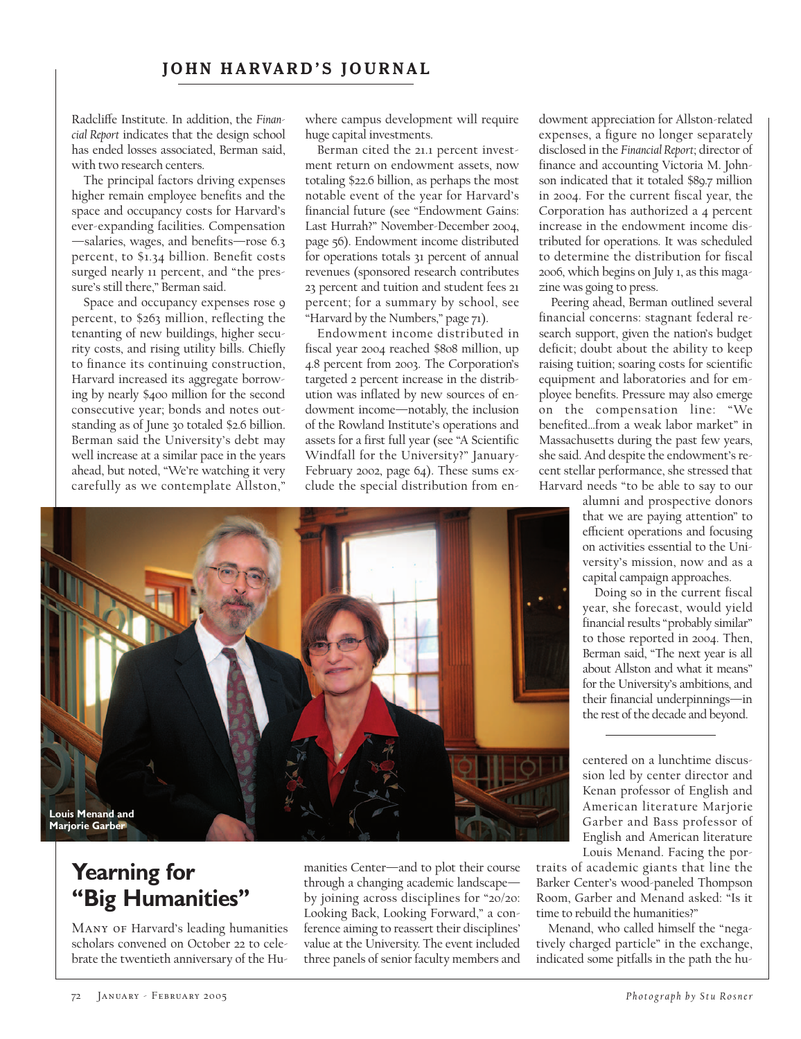Radcliffe Institute. In addition, the *Financial Report* indicates that the design school has ended losses associated, Berman said, with two research centers.

The principal factors driving expenses higher remain employee benefits and the space and occupancy costs for Harvard's ever-expanding facilities. Compensation—salaries, wages, and benefits—rose 6.3 percent, to $1.34 billion. Benefit costs surged nearly 11 percent, and "the pressure's still there," Berman said.

Space and occupancy expenses rose 9 percent, to $263 million, reflecting the tenanting of new buildings, higher security costs, and rising utility bills. Chiefly to finance its continuing construction, Harvard increased its aggregate borrowing by nearly $400 million for the second consecutive year; bonds and notes outstanding as of June 30 totaled $2.6 billion. Berman said the University's debt may well increase at a similar pace in the years ahead, but noted, "We're watching it very carefully as we contemplate Allston," where campus development will require huge capital investments.

Berman cited the 21.1 percent investment return on endowment assets, now totaling $22.6 billion, as perhaps the most notable event of the year for Harvard's financial future (see "Endowment Gains: Last Hurrah?" November-December 2004, page 56). Endowment income distributed for operations totals 31 percent of annual revenues (sponsored research contributes 23 percent and tuition and student fees 21 percent; for a summary by school, see "Harvard by the Numbers," page 71).

Endowment income distributed in fiscal year 2004 reached $808 million, up 4.8 percent from 2003. The Corporation's targeted 2 percent increase in the distribution was inflated by new sources of endowment income—notably, the inclusion of the Rowland Institute's operations and assets for a first full year (see "A Scientific Windfall for the University?" January-February 2002, page 64). These sums exclude the special distribution from endowment appreciation for Allston-related expenses, a figure no longer separately disclosed in the *Financial Report*; director of finance and accounting Victoria M. Johnson indicated that it totaled $89.7 million in 2004. For the current fiscal year, the Corporation has authorized a 4 percent increase in the endowment income distributed for operations. It was scheduled to determine the distribution for fiscal 2006, which begins on July 1, as this magazine was going to press.

Peering ahead, Berman outlined several financial concerns: stagnant federal research support, given the nation's budget deficit; doubt about the ability to keep raising tuition; soaring costs for scientific equipment and laboratories and for employee benefits. Pressure may also emerge on the compensation line: "We benefited...from a weak labor market" in Massachusetts during the past few years, she said. And despite the endowment's recent stellar performance, she stressed that Harvard needs "to be able to say to our alumni and prospective donors that we are paying attention" to efficient operations and focusing on activities essential to the University's mission, now and as a capital campaign approaches.

Doing so in the current fiscal year, she forecast, would yield financial results "probably similar" to those reported in 2004. Then, Berman said, "The next year is all about Allston and what it means" for the University's ambitions, and their financial underpinnings—in the rest of the decade and beyond.

Louis Menand and Marjorie Garber

Photograph by Stu Rosner

## Yearning for "Big Humanities"

Many of Harvard's leading humanities scholars convened on October 22 to celebrate the twentieth anniversary of the Humanities Center—and to plot their course through a changing academic landscape—by joining across disciplines for "20/20: Looking Back, Looking Forward," a conference aiming to reassert their disciplines' value at the University. The event included three panels of senior faculty members and centered on a lunchtime discussion led by center director and Kenan professor of English and American literature Marjorie Garber and Bass professor of English and American literature Louis Menand. Facing the portraits of academic giants that line the Barker Center's wood-paneled Thompson Room, Garber and Menand asked: "Is it time to rebuild the humanities?"

Menand, who called himself the "negatively charged particle" in the exchange, indicated some pitfalls in the path the hu-